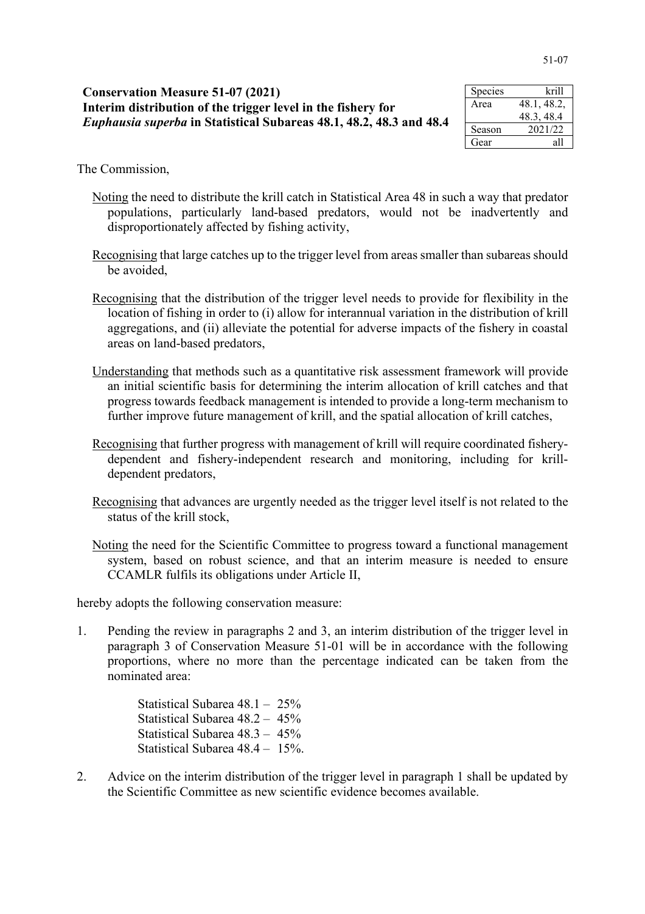# Conservation Measure 51-07 (2021)

## Interim distribution of the trigger level in the fishery for *Euphausia superba* in Statistical Subareas 48.1, 48.2, 48.3 and 48.4

| Species | krill |
|---|---|
| Area | 48.1, 48.2, 48.3, 48.4 |
| Season | 2021/22 |
| Gear | all |

The Commission,

Noting the need to distribute the krill catch in Statistical Area 48 in such a way that predator populations, particularly land-based predators, would not be inadvertently and disproportionately affected by fishing activity,

Recognising that large catches up to the trigger level from areas smaller than subareas should be avoided,

Recognising that the distribution of the trigger level needs to provide for flexibility in the location of fishing in order to (i) allow for interannual variation in the distribution of krill aggregations, and (ii) alleviate the potential for adverse impacts of the fishery in coastal areas on land-based predators,

Understanding that methods such as a quantitative risk assessment framework will provide an initial scientific basis for determining the interim allocation of krill catches and that progress towards feedback management is intended to provide a long-term mechanism to further improve future management of krill, and the spatial allocation of krill catches,

Recognising that further progress with management of krill will require coordinated fishery-dependent and fishery-independent research and monitoring, including for krill-dependent predators,

Recognising that advances are urgently needed as the trigger level itself is not related to the status of the krill stock,

Noting the need for the Scientific Committee to progress toward a functional management system, based on robust science, and that an interim measure is needed to ensure CCAMLR fulfils its obligations under Article II,

hereby adopts the following conservation measure:

1. Pending the review in paragraphs 2 and 3, an interim distribution of the trigger level in paragraph 3 of Conservation Measure 51-01 will be in accordance with the following proportions, where no more than the percentage indicated can be taken from the nominated area:

   Statistical Subarea 48.1 – 25%
   Statistical Subarea 48.2 – 45%
   Statistical Subarea 48.3 – 45%
   Statistical Subarea 48.4 – 15%.

2. Advice on the interim distribution of the trigger level in paragraph 1 shall be updated by the Scientific Committee as new scientific evidence becomes available.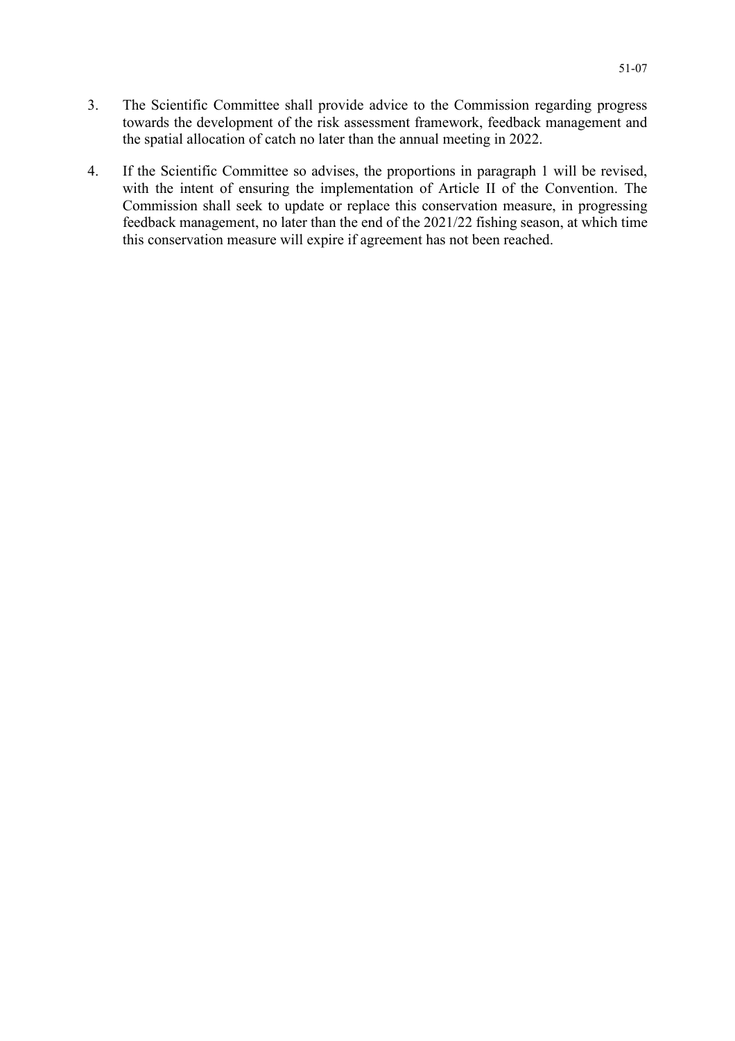3. The Scientific Committee shall provide advice to the Commission regarding progress towards the development of the risk assessment framework, feedback management and the spatial allocation of catch no later than the annual meeting in 2022.

4. If the Scientific Committee so advises, the proportions in paragraph 1 will be revised, with the intent of ensuring the implementation of Article II of the Convention. The Commission shall seek to update or replace this conservation measure, in progressing feedback management, no later than the end of the 2021/22 fishing season, at which time this conservation measure will expire if agreement has not been reached.